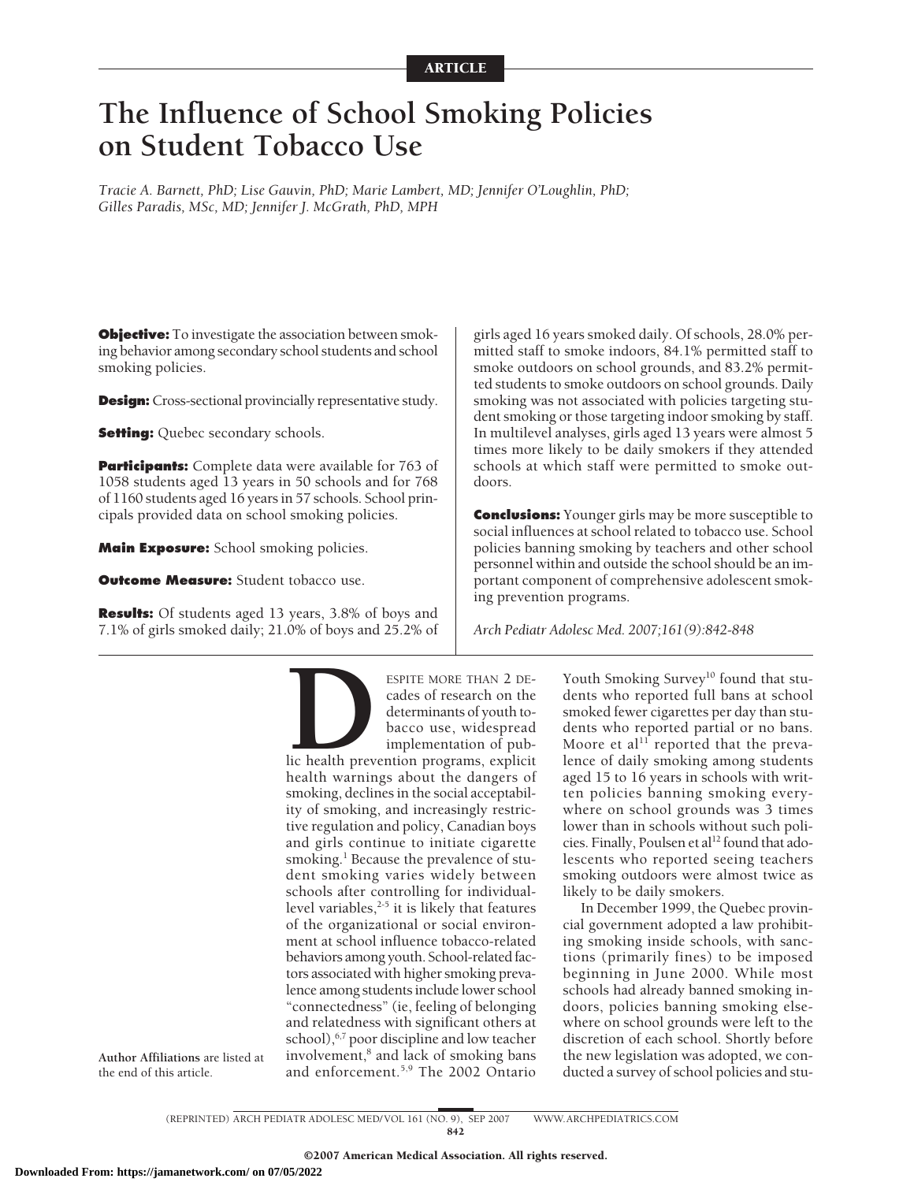ARTICLE

# The Influence of School Smoking Policies on Student Tobacco Use

*Tracie A. Barnett, PhD; Lise Gauvin, PhD; Marie Lambert, MD; Jennifer O'Loughlin, PhD; Gilles Paradis, MSc, MD; Jennifer J. McGrath, PhD, MPH*

**Objective:** To investigate the association between smoking behavior among secondary school students and school smoking policies.

**Design:** Cross-sectional provincially representative study.

**Setting:** Quebec secondary schools.

**Participants:** Complete data were available for 763 of 1058 students aged 13 years in 50 schools and for 768 of 1160 students aged 16 years in 57 schools. School principals provided data on school smoking policies.

**Main Exposure:** School smoking policies.

**Outcome Measure:** Student tobacco use.

**Results:** Of students aged 13 years, 3.8% of boys and 7.1% of girls smoked daily; 21.0% of boys and 25.2% of girls aged 16 years smoked daily. Of schools, 28.0% permitted staff to smoke indoors, 84.1% permitted staff to smoke outdoors on school grounds, and 83.2% permitted students to smoke outdoors on school grounds. Daily smoking was not associated with policies targeting student smoking or those targeting indoor smoking by staff. In multilevel analyses, girls aged 13 years were almost 5 times more likely to be daily smokers if they attended schools at which staff were permitted to smoke outdoors.

**Conclusions:** Younger girls may be more susceptible to social influences at school related to tobacco use. School policies banning smoking by teachers and other school personnel within and outside the school should be an important component of comprehensive adolescent smoking prevention programs.

*Arch Pediatr Adolesc Med. 2007;161(9):842-848*

**Author Affiliations** are listed at the end of this article.

DESPITE MORE THAN 2 DECADES of research on the determinants of youth tobacco use, widespread implementation of public health prevention programs, explicit health warnings about the dangers of smoking, declines in the social acceptability of smoking, and increasingly restrictive regulation and policy, Canadian boys and girls continue to initiate cigarette smoking.[1] Because the prevalence of student smoking varies widely between schools after controlling for individual-level variables,[2-5] it is likely that features of the organizational or social environment at school influence tobacco-related behaviors among youth. School-related factors associated with higher smoking prevalence among students include lower school "connectedness" (ie, feeling of belonging and relatedness with significant others at school),[6,7] poor discipline and low teacher involvement,[8] and lack of smoking bans and enforcement.[5,9] The 2002 Ontario Youth Smoking Survey[10] found that students who reported full bans at school smoked fewer cigarettes per day than students who reported partial or no bans. Moore et al[11] reported that the prevalence of daily smoking among students aged 15 to 16 years in schools with written policies banning smoking everywhere on school grounds was 3 times lower than in schools without such policies. Finally, Poulsen et al[12] found that adolescents who reported seeing teachers smoking outdoors were almost twice as likely to be daily smokers.

In December 1999, the Quebec provincial government adopted a law prohibiting smoking inside schools, with sanctions (primarily fines) to be imposed beginning in June 2000. While most schools had already banned smoking indoors, policies banning smoking elsewhere on school grounds were left to the discretion of each school. Shortly before the new legislation was adopted, we conducted a survey of school policies and stu-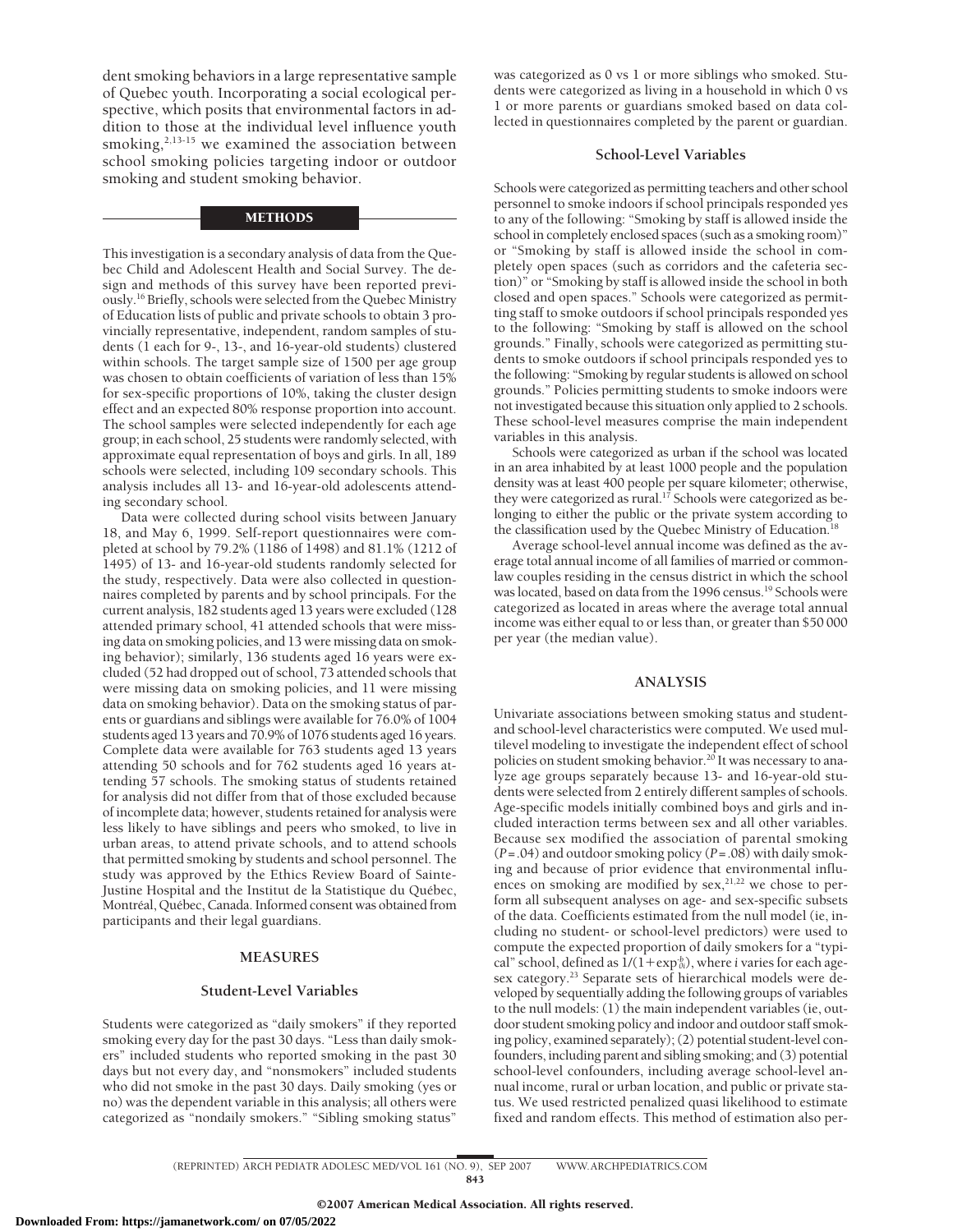dent smoking behaviors in a large representative sample of Quebec youth. Incorporating a social ecological perspective, which posits that environmental factors in addition to those at the individual level influence youth smoking,[2,13-15] we examined the association between school smoking policies targeting indoor or outdoor smoking and student smoking behavior.

## METHODS

This investigation is a secondary analysis of data from the Quebec Child and Adolescent Health and Social Survey. The design and methods of this survey have been reported previously.[16] Briefly, schools were selected from the Quebec Ministry of Education lists of public and private schools to obtain 3 provincially representative, independent, random samples of students (1 each for 9-, 13-, and 16-year-old students) clustered within schools. The target sample size of 1500 per age group was chosen to obtain coefficients of variation of less than 15% for sex-specific proportions of 10%, taking the cluster design effect and an expected 80% response proportion into account. The school samples were selected independently for each age group; in each school, 25 students were randomly selected, with approximate equal representation of boys and girls. In all, 189 schools were selected, including 109 secondary schools. This analysis includes all 13- and 16-year-old adolescents attending secondary school.

Data were collected during school visits between January 18, and May 6, 1999. Self-report questionnaires were completed at school by 79.2% (1186 of 1498) and 81.1% (1212 of 1495) of 13- and 16-year-old students randomly selected for the study, respectively. Data were also collected in questionnaires completed by parents and by school principals. For the current analysis, 182 students aged 13 years were excluded (128 attended primary school, 41 attended schools that were missing data on smoking policies, and 13 were missing data on smoking behavior); similarly, 136 students aged 16 years were excluded (52 had dropped out of school, 73 attended schools that were missing data on smoking policies, and 11 were missing data on smoking behavior). Data on the smoking status of parents or guardians and siblings were available for 76.0% of 1004 students aged 13 years and 70.9% of 1076 students aged 16 years. Complete data were available for 763 students aged 13 years attending 50 schools and for 762 students aged 16 years attending 57 schools. The smoking status of students retained for analysis did not differ from that of those excluded because of incomplete data; however, students retained for analysis were less likely to have siblings and peers who smoked, to live in urban areas, to attend private schools, and to attend schools that permitted smoking by students and school personnel. The study was approved by the Ethics Review Board of Sainte-Justine Hospital and the Institut de la Statistique du Québec, Montréal, Québec, Canada. Informed consent was obtained from participants and their legal guardians.

## MEASURES

### Student-Level Variables

Students were categorized as "daily smokers" if they reported smoking every day for the past 30 days. "Less than daily smokers" included students who reported smoking in the past 30 days but not every day, and "nonsmokers" included students who did not smoke in the past 30 days. Daily smoking (yes or no) was the dependent variable in this analysis; all others were categorized as "nondaily smokers." "Sibling smoking status" was categorized as 0 vs 1 or more siblings who smoked. Students were categorized as living in a household in which 0 vs 1 or more parents or guardians smoked based on data collected in questionnaires completed by the parent or guardian.

### School-Level Variables

Schools were categorized as permitting teachers and other school personnel to smoke indoors if school principals responded yes to any of the following: "Smoking by staff is allowed inside the school in completely enclosed spaces (such as a smoking room)" or "Smoking by staff is allowed inside the school in completely open spaces (such as corridors and the cafeteria section)" or "Smoking by staff is allowed inside the school in both closed and open spaces." Schools were categorized as permitting staff to smoke outdoors if school principals responded yes to the following: "Smoking by staff is allowed on the school grounds." Finally, schools were categorized as permitting students to smoke outdoors if school principals responded yes to the following: "Smoking by regular students is allowed on school grounds." Policies permitting students to smoke indoors were not investigated because this situation only applied to 2 schools. These school-level measures comprise the main independent variables in this analysis.

Schools were categorized as urban if the school was located in an area inhabited by at least 1000 people and the population density was at least 400 people per square kilometer; otherwise, they were categorized as rural.[17] Schools were categorized as belonging to either the public or the private system according to the classification used by the Quebec Ministry of Education.[18]

Average school-level annual income was defined as the average total annual income of all families of married or common-law couples residing in the census district in which the school was located, based on data from the 1996 census.[19] Schools were categorized as located in areas where the average total annual income was either equal to or less than, or greater than \$50 000 per year (the median value).

## ANALYSIS

Univariate associations between smoking status and student- and school-level characteristics were computed. We used multilevel modeling to investigate the independent effect of school policies on student smoking behavior.[20] It was necessary to analyze age groups separately because 13- and 16-year-old students were selected from 2 entirely different samples of schools. Age-specific models initially combined boys and girls and included interaction terms between sex and all other variables. Because sex modified the association of parental smoking ($P = .04$) and outdoor smoking policy ($P = .08$) with daily smoking and because of prior evidence that environmental influences on smoking are modified by sex,[21,22] we chose to perform all subsequent analyses on age- and sex-specific subsets of the data. Coefficients estimated from the null model (ie, including no student- or school-level predictors) were used to compute the expected proportion of daily smokers for a "typical" school, defined as $1/(1+\exp^{b}_{0i})$, where $i$ varies for each age-sex category.[23] Separate sets of hierarchical models were developed by sequentially adding the following groups of variables to the null models: (1) the main independent variables (ie, outdoor student smoking policy and indoor and outdoor staff smoking policy, examined separately); (2) potential student-level confounders, including parent and sibling smoking; and (3) potential school-level confounders, including average school-level annual income, rural or urban location, and public or private status. We used restricted penalized quasi likelihood to estimate fixed and random effects. This method of estimation also per-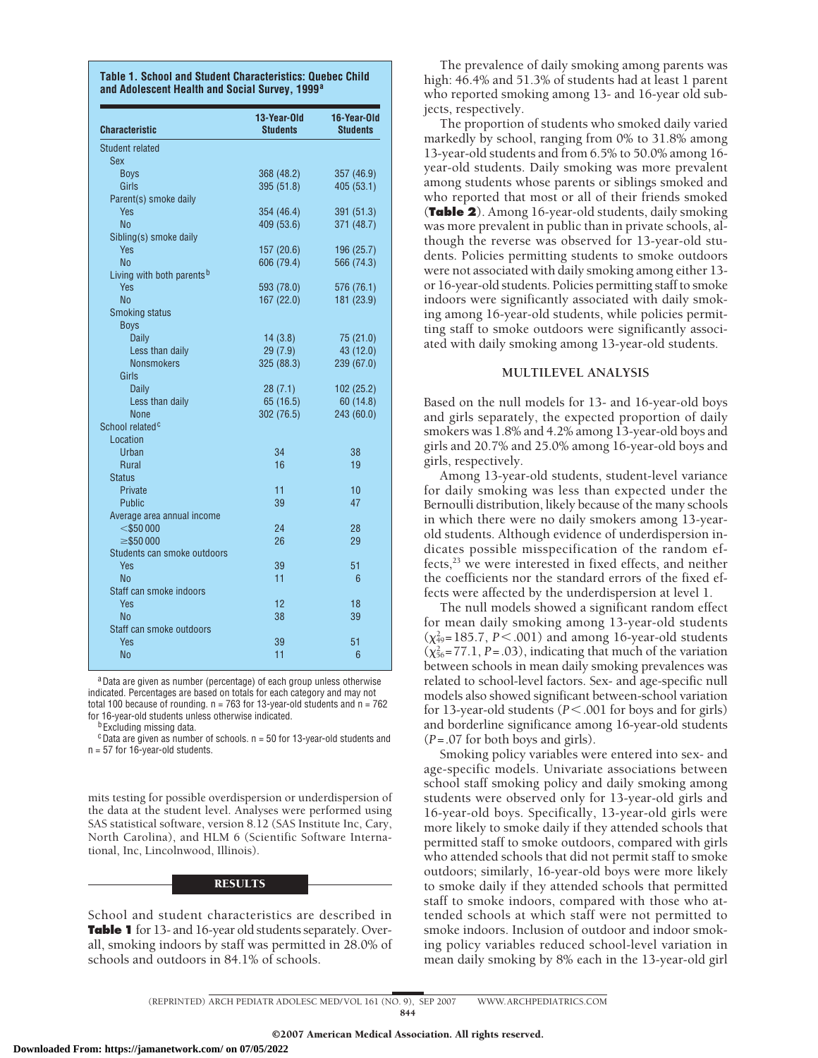**Table 1. School and Student Characteristics: Quebec Child and Adolescent Health and Social Survey, 1999[a]**

| Characteristic | 13-Year-Old Students | 16-Year-Old Students |
|---|---|---|
| Student related | | |
| Sex | | |
| Boys | 368 (48.2) | 357 (46.9) |
| Girls | 395 (51.8) | 405 (53.1) |
| Parent(s) smoke daily | | |
| Yes | 354 (46.4) | 391 (51.3) |
| No | 409 (53.6) | 371 (48.7) |
| Sibling(s) smoke daily | | |
| Yes | 157 (20.6) | 196 (25.7) |
| No | 606 (79.4) | 566 (74.3) |
| Living with both parents[b] | | |
| Yes | 593 (78.0) | 576 (76.1) |
| No | 167 (22.0) | 181 (23.9) |
| Smoking status | | |
| Boys | | |
| Daily | 14 (3.8) | 75 (21.0) |
| Less than daily | 29 (7.9) | 43 (12.0) |
| Nonsmokers | 325 (88.3) | 239 (67.0) |
| Girls | | |
| Daily | 28 (7.1) | 102 (25.2) |
| Less than daily | 65 (16.5) | 60 (14.8) |
| None | 302 (76.5) | 243 (60.0) |
| School related[c] | | |
| Location | | |
| Urban | 34 | 38 |
| Rural | 16 | 19 |
| Status | | |
| Private | 11 | 10 |
| Public | 39 | 47 |
| Average area annual income | | |
| <$50 000 | 24 | 28 |
| ≥$50 000 | 26 | 29 |
| Students can smoke outdoors | | |
| Yes | 39 | 51 |
| No | 11 | 6 |
| Staff can smoke indoors | | |
| Yes | 12 | 18 |
| No | 38 | 39 |
| Staff can smoke outdoors | | |
| Yes | 39 | 51 |
| No | 11 | 6 |

[a] Data are given as number (percentage) of each group unless otherwise indicated. Percentages are based on totals for each category and may not total 100 because of rounding. n = 763 for 13-year-old students and n = 762 for 16-year-old students unless otherwise indicated.

[b] Excluding missing data.

[c] Data are given as number of schools. n = 50 for 13-year-old students and n = 57 for 16-year-old students.

mits testing for possible overdispersion or underdispersion of the data at the student level. Analyses were performed using SAS statistical software, version 8.12 (SAS Institute Inc, Cary, North Carolina), and HLM 6 (Scientific Software International, Inc, Lincolnwood, Illinois).

## RESULTS

School and student characteristics are described in **Table 1** for 13- and 16-year old students separately. Overall, smoking indoors by staff was permitted in 28.0% of schools and outdoors in 84.1% of schools.

The prevalence of daily smoking among parents was high: 46.4% and 51.3% of students had at least 1 parent who reported smoking among 13- and 16-year old subjects, respectively.

The proportion of students who smoked daily varied markedly by school, ranging from 0% to 31.8% among 13-year-old students and from 6.5% to 50.0% among 16-year-old students. Daily smoking was more prevalent among students whose parents or siblings smoked and who reported that most or all of their friends smoked (**Table 2**). Among 16-year-old students, daily smoking was more prevalent in public than in private schools, although the reverse was observed for 13-year-old students. Policies permitting students to smoke outdoors were not associated with daily smoking among either 13- or 16-year-old students. Policies permitting staff to smoke indoors were significantly associated with daily smoking among 16-year-old students, while policies permitting staff to smoke outdoors were significantly associated with daily smoking among 13-year-old students.

### MULTILEVEL ANALYSIS

Based on the null models for 13- and 16-year-old boys and girls separately, the expected proportion of daily smokers was 1.8% and 4.2% among 13-year-old boys and girls and 20.7% and 25.0% among 16-year-old boys and girls, respectively.

Among 13-year-old students, student-level variance for daily smoking was less than expected under the Bernoulli distribution, likely because of the many schools in which there were no daily smokers among 13-year-old students. Although evidence of underdispersion indicates possible misspecification of the random effects,[23] we were interested in fixed effects, and neither the coefficients nor the standard errors of the fixed effects were affected by the underdispersion at level 1.

The null models showed a significant random effect for mean daily smoking among 13-year-old students ($\chi^2_{49}$=185.7, $P<.001$) and among 16-year-old students ($\chi^2_{56}$=77.1, $P=.03$), indicating that much of the variation between schools in mean daily smoking prevalences was related to school-level factors. Sex- and age-specific null models also showed significant between-school variation for 13-year-old students ($P<.001$ for boys and for girls) and borderline significance among 16-year-old students ($P=.07$ for both boys and girls).

Smoking policy variables were entered into sex- and age-specific models. Univariate associations between school staff smoking policy and daily smoking among students were observed only for 13-year-old girls and 16-year-old boys. Specifically, 13-year-old girls were more likely to smoke daily if they attended schools that permitted staff to smoke outdoors, compared with girls who attended schools that did not permit staff to smoke outdoors; similarly, 16-year-old boys were more likely to smoke daily if they attended schools that permitted staff to smoke indoors, compared with those who attended schools at which staff were not permitted to smoke indoors. Inclusion of outdoor and indoor smoking policy variables reduced school-level variation in mean daily smoking by 8% each in the 13-year-old girl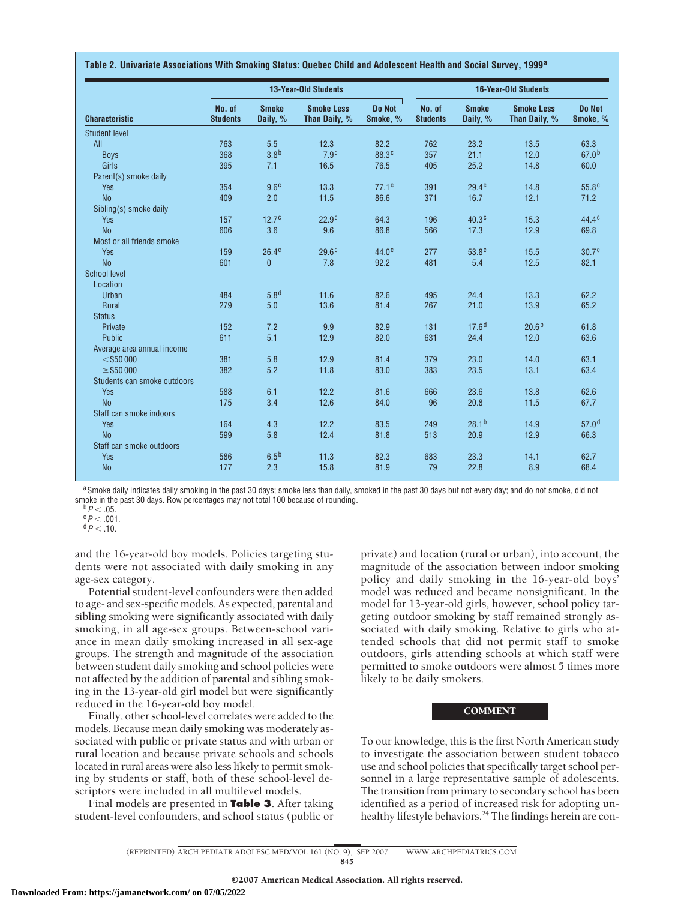**Table 2. Univariate Associations With Smoking Status: Quebec Child and Adolescent Health and Social Survey, 1999[a]**

| Characteristic | 13-Year-Old Students | | | | 16-Year-Old Students | | | |
|---|---|---|---|---|---|---|---|---|
| | No. of Students | Smoke Daily, % | Smoke Less Than Daily, % | Do Not Smoke, % | No. of Students | Smoke Daily, % | Smoke Less Than Daily, % | Do Not Smoke, % |
| **Student level** | | | | | | | | |
| All | 763 | 5.5 | 12.3 | 82.2 | 762 | 23.2 | 13.5 | 63.3 |
| Boys | 368 | 3.8[b] | 7.9[c] | 88.3[c] | 357 | 21.1 | 12.0 | 67.0[b] |
| Girls | 395 | 7.1 | 16.5 | 76.5 | 405 | 25.2 | 14.8 | 60.0 |
| Parent(s) smoke daily | | | | | | | | |
| Yes | 354 | 9.6[c] | 13.3 | 77.1[c] | 391 | 29.4[c] | 14.8 | 55.8[c] |
| No | 409 | 2.0 | 11.5 | 86.6 | 371 | 16.7 | 12.1 | 71.2 |
| Sibling(s) smoke daily | | | | | | | | |
| Yes | 157 | 12.7[c] | 22.9[c] | 64.3 | 196 | 40.3[c] | 15.3 | 44.4[c] |
| No | 606 | 3.6 | 9.6 | 86.8 | 566 | 17.3 | 12.9 | 69.8 |
| Most or all friends smoke | | | | | | | | |
| Yes | 159 | 26.4[c] | 29.6[c] | 44.0[c] | 277 | 53.8[c] | 15.5 | 30.7[c] |
| No | 601 | 0 | 7.8 | 92.2 | 481 | 5.4 | 12.5 | 82.1 |
| **School level** | | | | | | | | |
| Location | | | | | | | | |
| Urban | 484 | 5.8[d] | 11.6 | 82.6 | 495 | 24.4 | 13.3 | 62.2 |
| Rural | 279 | 5.0 | 13.6 | 81.4 | 267 | 21.0 | 13.9 | 65.2 |
| Status | | | | | | | | |
| Private | 152 | 7.2 | 9.9 | 82.9 | 131 | 17.6[d] | 20.6[b] | 61.8 |
| Public | 611 | 5.1 | 12.9 | 82.0 | 631 | 24.4 | 12.0 | 63.6 |
| Average area annual income | | | | | | | | |
| <$50 000 | 381 | 5.8 | 12.9 | 81.4 | 379 | 23.0 | 14.0 | 63.1 |
| ≥$50 000 | 382 | 5.2 | 11.8 | 83.0 | 383 | 23.5 | 13.1 | 63.4 |
| Students can smoke outdoors | | | | | | | | |
| Yes | 588 | 6.1 | 12.2 | 81.6 | 666 | 23.6 | 13.8 | 62.6 |
| No | 175 | 3.4 | 12.6 | 84.0 | 96 | 20.8 | 11.5 | 67.7 |
| Staff can smoke indoors | | | | | | | | |
| Yes | 164 | 4.3 | 12.2 | 83.5 | 249 | 28.1[b] | 14.9 | 57.0[d] |
| No | 599 | 5.8 | 12.4 | 81.8 | 513 | 20.9 | 12.9 | 66.3 |
| Staff can smoke outdoors | | | | | | | | |
| Yes | 586 | 6.5[b] | 11.3 | 82.3 | 683 | 23.3 | 14.1 | 62.7 |
| No | 177 | 2.3 | 15.8 | 81.9 | 79 | 22.8 | 8.9 | 68.4 |

[a] Smoke daily indicates daily smoking in the past 30 days; smoke less than daily, smoked in the past 30 days but not every day; and do not smoke, did not smoke in the past 30 days. Row percentages may not total 100 because of rounding.
[b] $P < .05$.
[c] $P < .001$.
[d] $P < .10$.

and the 16-year-old boy models. Policies targeting students were not associated with daily smoking in any age-sex category.

Potential student-level confounders were then added to age- and sex-specific models. As expected, parental and sibling smoking were significantly associated with daily smoking, in all age-sex groups. Between-school variance in mean daily smoking increased in all sex-age groups. The strength and magnitude of the association between student daily smoking and school policies were not affected by the addition of parental and sibling smoking in the 13-year-old girl model but were significantly reduced in the 16-year-old boy model.

Finally, other school-level correlates were added to the models. Because mean daily smoking was moderately associated with public or private status and with urban or rural location and because private schools and schools located in rural areas were also less likely to permit smoking by students or staff, both of these school-level descriptors were included in all multilevel models.

Final models are presented in **Table 3**. After taking student-level confounders, and school status (public or private) and location (rural or urban), into account, the magnitude of the association between indoor smoking policy and daily smoking in the 16-year-old boys' model was reduced and became nonsignificant. In the model for 13-year-old girls, however, school policy targeting outdoor smoking by staff remained strongly associated with daily smoking. Relative to girls who attended schools that did not permit staff to smoke outdoors, girls attending schools at which staff were permitted to smoke outdoors were almost 5 times more likely to be daily smokers.

## COMMENT

To our knowledge, this is the first North American study to investigate the association between student tobacco use and school policies that specifically target school personnel in a large representative sample of adolescents. The transition from primary to secondary school has been identified as a period of increased risk for adopting unhealthy lifestyle behaviors.[24] The findings herein are con-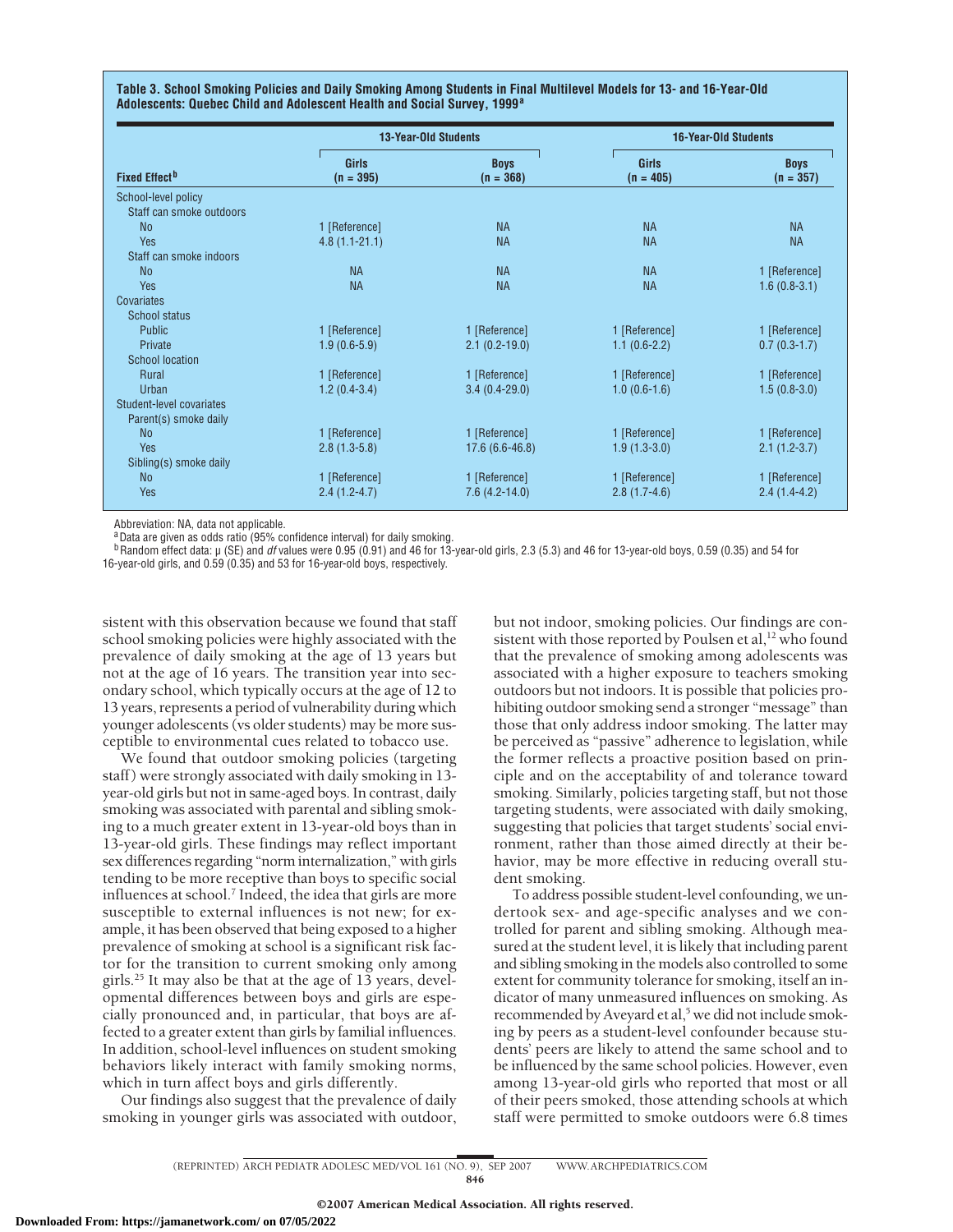**Table 3. School Smoking Policies and Daily Smoking Among Students in Final Multilevel Models for 13- and 16-Year-Old Adolescents: Quebec Child and Adolescent Health and Social Survey, 1999[a]**

| | 13-Year-Old Students | | 16-Year-Old Students | |
|---|---|---|---|---|
| Fixed Effect[b] | Girls (n = 395) | Boys (n = 368) | Girls (n = 405) | Boys (n = 357) |
| School-level policy | | | | |
| Staff can smoke outdoors | | | | |
| No | 1 [Reference] | NA | NA | NA |
| Yes | 4.8 (1.1-21.1) | NA | NA | NA |
| Staff can smoke indoors | | | | |
| No | NA | NA | NA | 1 [Reference] |
| Yes | NA | NA | NA | 1.6 (0.8-3.1) |
| Covariates | | | | |
| School status | | | | |
| Public | 1 [Reference] | 1 [Reference] | 1 [Reference] | 1 [Reference] |
| Private | 1.9 (0.6-5.9) | 2.1 (0.2-19.0) | 1.1 (0.6-2.2) | 0.7 (0.3-1.7) |
| School location | | | | |
| Rural | 1 [Reference] | 1 [Reference] | 1 [Reference] | 1 [Reference] |
| Urban | 1.2 (0.4-3.4) | 3.4 (0.4-29.0) | 1.0 (0.6-1.6) | 1.5 (0.8-3.0) |
| Student-level covariates | | | | |
| Parent(s) smoke daily | | | | |
| No | 1 [Reference] | 1 [Reference] | 1 [Reference] | 1 [Reference] |
| Yes | 2.8 (1.3-5.8) | 17.6 (6.6-46.8) | 1.9 (1.3-3.0) | 2.1 (1.2-3.7) |
| Sibling(s) smoke daily | | | | |
| No | 1 [Reference] | 1 [Reference] | 1 [Reference] | 1 [Reference] |
| Yes | 2.4 (1.2-4.7) | 7.6 (4.2-14.0) | 2.8 (1.7-4.6) | 2.4 (1.4-4.2) |

Abbreviation: NA, data not applicable.

[a] Data are given as odds ratio (95% confidence interval) for daily smoking.

[b] Random effect data: μ (SE) and *df* values were 0.95 (0.91) and 46 for 13-year-old girls, 2.3 (5.3) and 46 for 13-year-old boys, 0.59 (0.35) and 54 for 16-year-old girls, and 0.59 (0.35) and 53 for 16-year-old boys, respectively.

sistent with this observation because we found that staff school smoking policies were highly associated with the prevalence of daily smoking at the age of 13 years but not at the age of 16 years. The transition year into secondary school, which typically occurs at the age of 12 to 13 years, represents a period of vulnerability during which younger adolescents (vs older students) may be more susceptible to environmental cues related to tobacco use.

We found that outdoor smoking policies (targeting staff) were strongly associated with daily smoking in 13-year-old girls but not in same-aged boys. In contrast, daily smoking was associated with parental and sibling smoking to a much greater extent in 13-year-old boys than in 13-year-old girls. These findings may reflect important sex differences regarding "norm internalization," with girls tending to be more receptive than boys to specific social influences at school.[7] Indeed, the idea that girls are more susceptible to external influences is not new; for example, it has been observed that being exposed to a higher prevalence of smoking at school is a significant risk factor for the transition to current smoking only among girls.[25] It may also be that at the age of 13 years, developmental differences between boys and girls are especially pronounced and, in particular, that boys are affected to a greater extent than girls by familial influences. In addition, school-level influences on student smoking behaviors likely interact with family smoking norms, which in turn affect boys and girls differently.

Our findings also suggest that the prevalence of daily smoking in younger girls was associated with outdoor, but not indoor, smoking policies. Our findings are consistent with those reported by Poulsen et al,[12] who found that the prevalence of smoking among adolescents was associated with a higher exposure to teachers smoking outdoors but not indoors. It is possible that policies prohibiting outdoor smoking send a stronger "message" than those that only address indoor smoking. The latter may be perceived as "passive" adherence to legislation, while the former reflects a proactive position based on principle and on the acceptability of and tolerance toward smoking. Similarly, policies targeting staff, but not those targeting students, were associated with daily smoking, suggesting that policies that target students' social environment, rather than those aimed directly at their behavior, may be more effective in reducing overall student smoking.

To address possible student-level confounding, we undertook sex- and age-specific analyses and we controlled for parent and sibling smoking. Although measured at the student level, it is likely that including parent and sibling smoking in the models also controlled to some extent for community tolerance for smoking, itself an indicator of many unmeasured influences on smoking. As recommended by Aveyard et al,[5] we did not include smoking by peers as a student-level confounder because students' peers are likely to attend the same school and to be influenced by the same school policies. However, even among 13-year-old girls who reported that most or all of their peers smoked, those attending schools at which staff were permitted to smoke outdoors were 6.8 times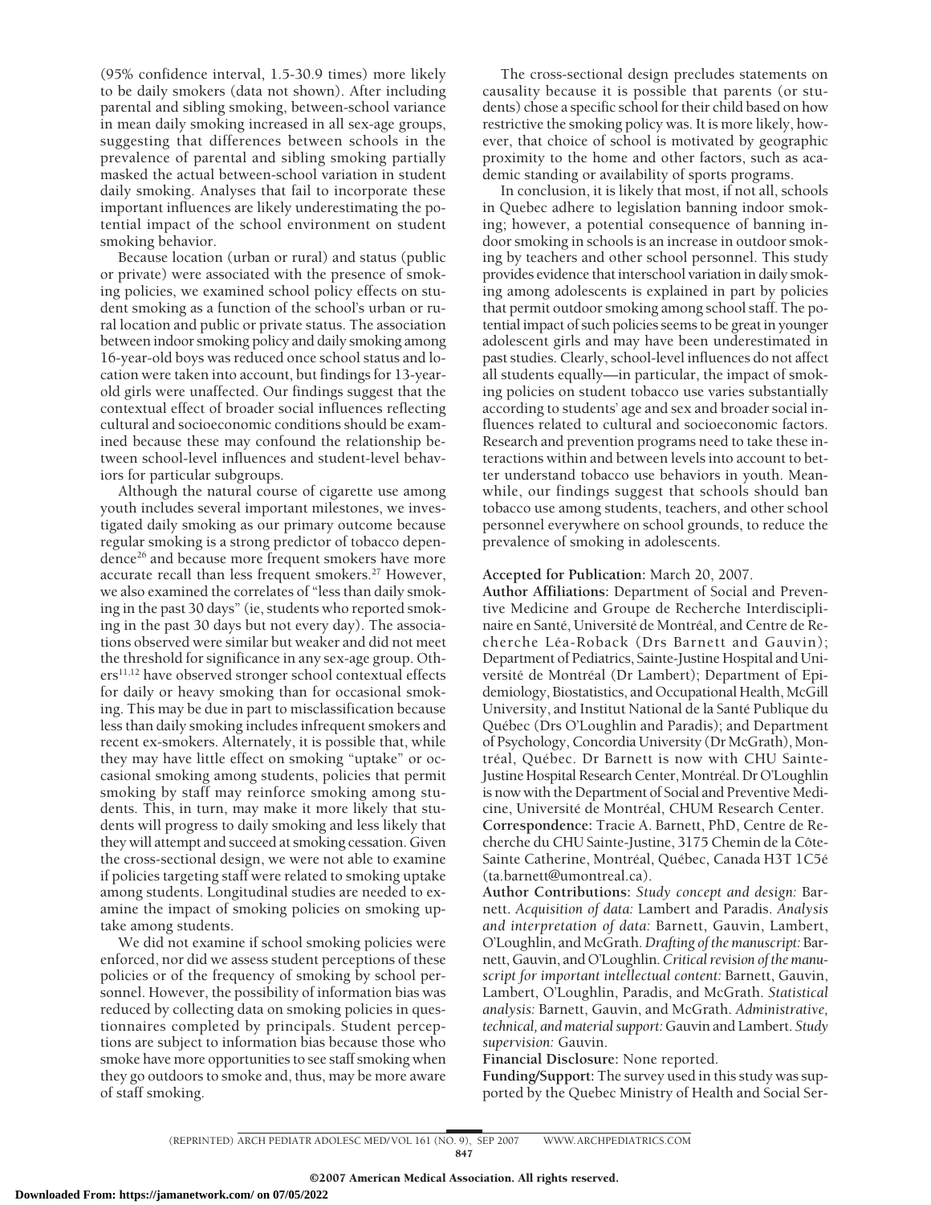(95% confidence interval, 1.5-30.9 times) more likely to be daily smokers (data not shown). After including parental and sibling smoking, between-school variance in mean daily smoking increased in all sex-age groups, suggesting that differences between schools in the prevalence of parental and sibling smoking partially masked the actual between-school variation in student daily smoking. Analyses that fail to incorporate these important influences are likely underestimating the potential impact of the school environment on student smoking behavior.

Because location (urban or rural) and status (public or private) were associated with the presence of smoking policies, we examined school policy effects on student smoking as a function of the school's urban or rural location and public or private status. The association between indoor smoking policy and daily smoking among 16-year-old boys was reduced once school status and location were taken into account, but findings for 13-year-old girls were unaffected. Our findings suggest that the contextual effect of broader social influences reflecting cultural and socioeconomic conditions should be examined because these may confound the relationship between school-level influences and student-level behaviors for particular subgroups.

Although the natural course of cigarette use among youth includes several important milestones, we investigated daily smoking as our primary outcome because regular smoking is a strong predictor of tobacco dependence[26] and because more frequent smokers have more accurate recall than less frequent smokers.[27] However, we also examined the correlates of "less than daily smoking in the past 30 days" (ie, students who reported smoking in the past 30 days but not every day). The associations observed were similar but weaker and did not meet the threshold for significance in any sex-age group. Others[11,12] have observed stronger school contextual effects for daily or heavy smoking than for occasional smoking. This may be due in part to misclassification because less than daily smoking includes infrequent smokers and recent ex-smokers. Alternately, it is possible that, while they may have little effect on smoking "uptake" or occasional smoking among students, policies that permit smoking by staff may reinforce smoking among students. This, in turn, may make it more likely that students will progress to daily smoking and less likely that they will attempt and succeed at smoking cessation. Given the cross-sectional design, we were not able to examine if policies targeting staff were related to smoking uptake among students. Longitudinal studies are needed to examine the impact of smoking policies on smoking uptake among students.

We did not examine if school smoking policies were enforced, nor did we assess student perceptions of these policies or of the frequency of smoking by school personnel. However, the possibility of information bias was reduced by collecting data on smoking policies in questionnaires completed by principals. Student perceptions are subject to information bias because those who smoke have more opportunities to see staff smoking when they go outdoors to smoke and, thus, may be more aware of staff smoking.

The cross-sectional design precludes statements on causality because it is possible that parents (or students) chose a specific school for their child based on how restrictive the smoking policy was. It is more likely, however, that choice of school is motivated by geographic proximity to the home and other factors, such as academic standing or availability of sports programs.

In conclusion, it is likely that most, if not all, schools in Quebec adhere to legislation banning indoor smoking; however, a potential consequence of banning indoor smoking in schools is an increase in outdoor smoking by teachers and other school personnel. This study provides evidence that interschool variation in daily smoking among adolescents is explained in part by policies that permit outdoor smoking among school staff. The potential impact of such policies seems to be great in younger adolescent girls and may have been underestimated in past studies. Clearly, school-level influences do not affect all students equally—in particular, the impact of smoking policies on student tobacco use varies substantially according to students' age and sex and broader social influences related to cultural and socioeconomic factors. Research and prevention programs need to take these interactions within and between levels into account to better understand tobacco use behaviors in youth. Meanwhile, our findings suggest that schools should ban tobacco use among students, teachers, and other school personnel everywhere on school grounds, to reduce the prevalence of smoking in adolescents.

**Accepted for Publication:** March 20, 2007.

**Author Affiliations:** Department of Social and Preventive Medicine and Groupe de Recherche Interdisciplinaire en Santé, Université de Montréal, and Centre de Recherche Léa-Roback (Drs Barnett and Gauvin); Department of Pediatrics, Sainte-Justine Hospital and Université de Montréal (Dr Lambert); Department of Epidemiology, Biostatistics, and Occupational Health, McGill University, and Institut National de la Santé Publique du Québec (Drs O'Loughlin and Paradis); and Department of Psychology, Concordia University (Dr McGrath), Montréal, Québec. Dr Barnett is now with CHU Sainte-Justine Hospital Research Center, Montréal. Dr O'Loughlin is now with the Department of Social and Preventive Medicine, Université de Montréal, CHUM Research Center.

**Correspondence:** Tracie A. Barnett, PhD, Centre de Recherche du CHU Sainte-Justine, 3175 Chemin de la Côte-Sainte Catherine, Montréal, Québec, Canada H3T 1C5é (ta.barnett@umontreal.ca).

**Author Contributions:** *Study concept and design:* Barnett. *Acquisition of data:* Lambert and Paradis. *Analysis and interpretation of data:* Barnett, Gauvin, Lambert, O'Loughlin, and McGrath. *Drafting of the manuscript:* Barnett, Gauvin, and O'Loughlin. *Critical revision of the manuscript for important intellectual content:* Barnett, Gauvin, Lambert, O'Loughlin, Paradis, and McGrath. *Statistical analysis:* Barnett, Gauvin, and McGrath. *Administrative, technical, and material support:* Gauvin and Lambert. *Study supervision:* Gauvin.

**Financial Disclosure:** None reported.

**Funding/Support:** The survey used in this study was supported by the Quebec Ministry of Health and Social Ser-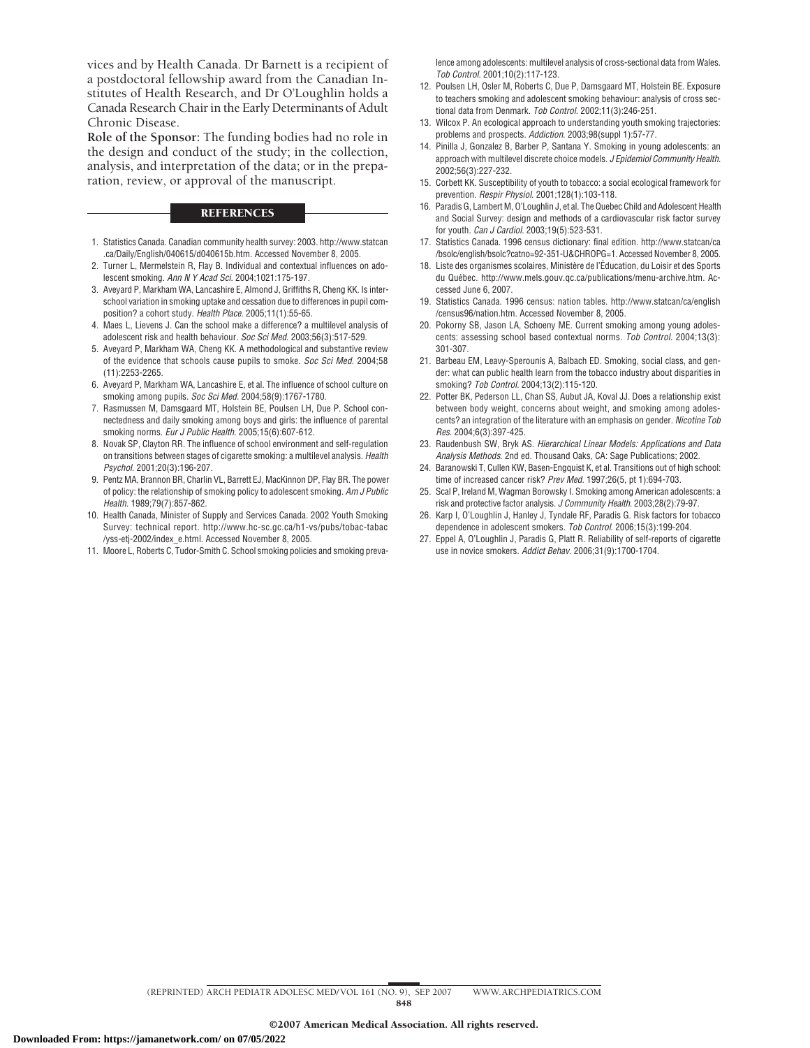vices and by Health Canada. Dr Barnett is a recipient of a postdoctoral fellowship award from the Canadian Institutes of Health Research, and Dr O'Loughlin holds a Canada Research Chair in the Early Determinants of Adult Chronic Disease.

**Role of the Sponsor:** The funding bodies had no role in the design and conduct of the study; in the collection, analysis, and interpretation of the data; or in the preparation, review, or approval of the manuscript.

## REFERENCES

1. Statistics Canada. Canadian community health survey: 2003. http://www.statcan.ca/Daily/English/040615/d040615b.htm. Accessed November 8, 2005.
2. Turner L, Mermelstein R, Flay B. Individual and contextual influences on adolescent smoking. *Ann N Y Acad Sci.* 2004;1021:175-197.
3. Aveyard P, Markham WA, Lancashire E, Almond J, Griffiths R, Cheng KK. Is inter-school variation in smoking uptake and cessation due to differences in pupil composition? a cohort study. *Health Place.* 2005;11(1):55-65.
4. Maes L, Lievens J. Can the school make a difference? a multilevel analysis of adolescent risk and health behaviour. *Soc Sci Med.* 2003;56(3):517-529.
5. Aveyard P, Markham WA, Cheng KK. A methodological and substantive review of the evidence that schools cause pupils to smoke. *Soc Sci Med.* 2004;58(11):2253-2265.
6. Aveyard P, Markham WA, Lancashire E, et al. The influence of school culture on smoking among pupils. *Soc Sci Med.* 2004;58(9):1767-1780.
7. Rasmussen M, Damsgaard MT, Holstein BE, Poulsen LH, Due P. School connectedness and daily smoking among boys and girls: the influence of parental smoking norms. *Eur J Public Health.* 2005;15(6):607-612.
8. Novak SP, Clayton RR. The influence of school environment and self-regulation on transitions between stages of cigarette smoking: a multilevel analysis. *Health Psychol.* 2001;20(3):196-207.
9. Pentz MA, Brannon BR, Charlin VL, Barrett EJ, MacKinnon DP, Flay BR. The power of policy: the relationship of smoking policy to adolescent smoking. *Am J Public Health.* 1989;79(7):857-862.
10. Health Canada, Minister of Supply and Services Canada. 2002 Youth Smoking Survey: technical report. http://www.hc-sc.gc.ca/h1-vs/pubs/tobac-tabac/yss-etj-2002/index_e.html. Accessed November 8, 2005.
11. Moore L, Roberts C, Tudor-Smith C. School smoking policies and smoking prevalence among adolescents: multilevel analysis of cross-sectional data from Wales. *Tob Control.* 2001;10(2):117-123.
12. Poulsen LH, Osler M, Roberts C, Due P, Damsgaard MT, Holstein BE. Exposure to teachers smoking and adolescent smoking behaviour: analysis of cross sectional data from Denmark. *Tob Control.* 2002;11(3):246-251.
13. Wilcox P. An ecological approach to understanding youth smoking trajectories: problems and prospects. *Addiction.* 2003;98(suppl 1):57-77.
14. Pinilla J, Gonzalez B, Barber P, Santana Y. Smoking in young adolescents: an approach with multilevel discrete choice models. *J Epidemiol Community Health.* 2002;56(3):227-232.
15. Corbett KK. Susceptibility of youth to tobacco: a social ecological framework for prevention. *Respir Physiol.* 2001;128(1):103-118.
16. Paradis G, Lambert M, O'Loughlin J, et al. The Quebec Child and Adolescent Health and Social Survey: design and methods of a cardiovascular risk factor survey for youth. *Can J Cardiol.* 2003;19(5):523-531.
17. Statistics Canada. 1996 census dictionary: final edition. http://www.statcan/ca/bsolc/english/bsolc?catno=92-351-U&CHROPG=1. Accessed November 8, 2005.
18. Liste des organismes scolaires, Ministère de l'Éducation, du Loisir et des Sports du Québec. http://www.mels.gouv.qc.ca/publications/menu-archive.htm. Accessed June 6, 2007.
19. Statistics Canada. 1996 census: nation tables. http://www.statcan/ca/english/census96/nation.htm. Accessed November 8, 2005.
20. Pokorny SB, Jason LA, Schoeny ME. Current smoking among young adolescents: assessing school based contextual norms. *Tob Control.* 2004;13(3):301-307.
21. Barbeau EM, Leavy-Sperounis A, Balbach ED. Smoking, social class, and gender: what can public health learn from the tobacco industry about disparities in smoking? *Tob Control.* 2004;13(2):115-120.
22. Potter BK, Pederson LL, Chan SS, Aubut JA, Koval JJ. Does a relationship exist between body weight, concerns about weight, and smoking among adolescents? an integration of the literature with an emphasis on gender. *Nicotine Tob Res.* 2004;6(3):397-425.
23. Raudenbush SW, Bryk AS. *Hierarchical Linear Models: Applications and Data Analysis Methods.* 2nd ed. Thousand Oaks, CA: Sage Publications; 2002.
24. Baranowski T, Cullen KW, Basen-Engquist K, et al. Transitions out of high school: time of increased cancer risk? *Prev Med.* 1997;26(5, pt 1):694-703.
25. Scal P, Ireland M, Wagman Borowsky I. Smoking among American adolescents: a risk and protective factor analysis. *J Community Health.* 2003;28(2):79-97.
26. Karp I, O'Loughlin J, Hanley J, Tyndale RF, Paradis G. Risk factors for tobacco dependence in adolescent smokers. *Tob Control.* 2006;15(3):199-204.
27. Eppel A, O'Loughlin J, Paradis G, Platt R. Reliability of self-reports of cigarette use in novice smokers. *Addict Behav.* 2006;31(9):1700-1704.